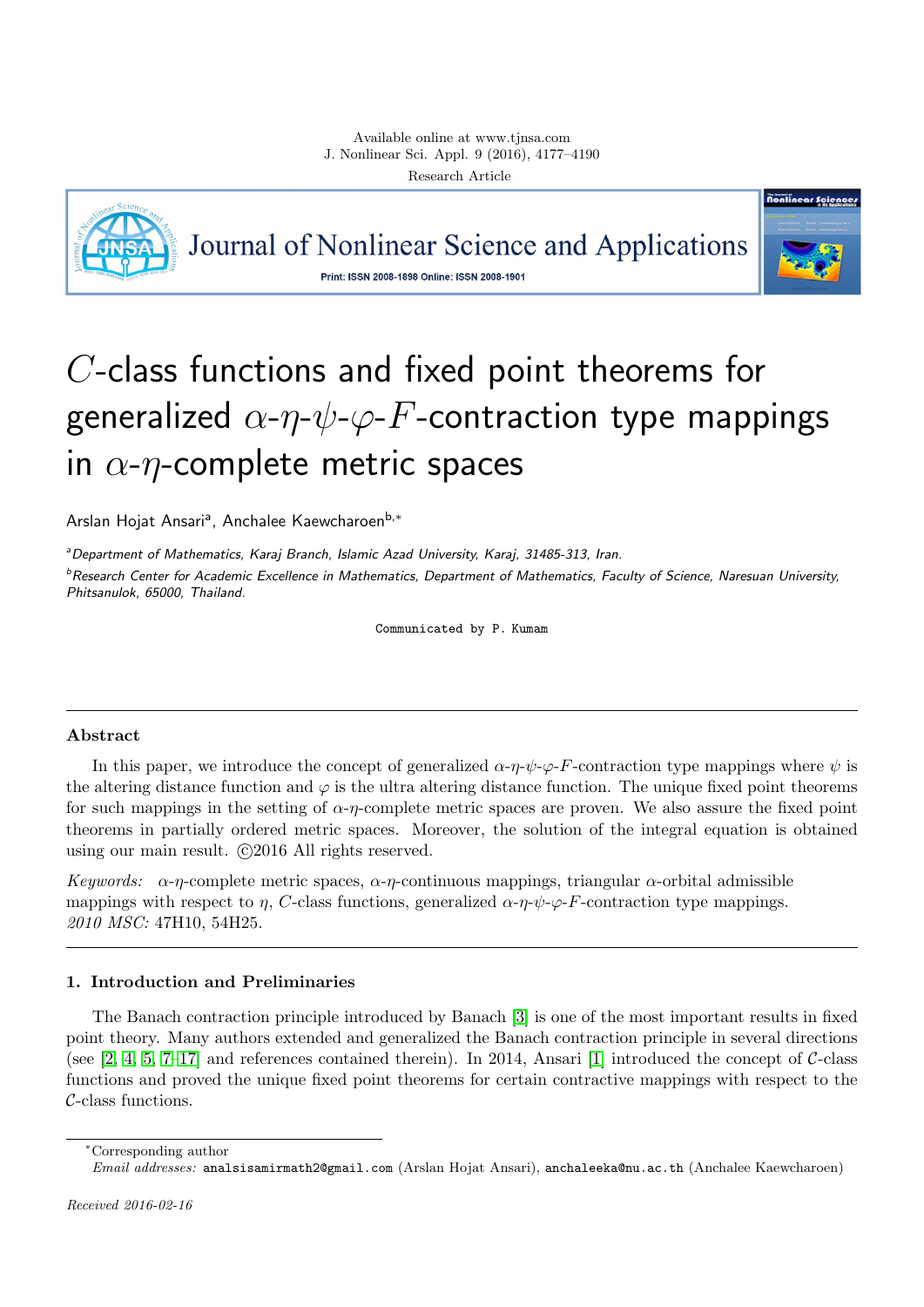# $C$-class functions and fixed point theorems for generalized $\alpha$-$\eta$-$\psi$-$\varphi$-$F$-contraction type mappings in $\alpha$-$\eta$-complete metric spaces

Arslan Hojat Ansari[a], Anchalee Kaewcharoen[b,*]

[a]Department of Mathematics, Karaj Branch, Islamic Azad University, Karaj, 31485-313, Iran.

[b]Research Center for Academic Excellence in Mathematics, Department of Mathematics, Faculty of Science, Naresuan University, Phitsanulok, 65000, Thailand.

Communicated by P. Kumam

### Abstract

In this paper, we introduce the concept of generalized $\alpha$-$\eta$-$\psi$-$\varphi$-$F$-contraction type mappings where $\psi$ is the altering distance function and $\varphi$ is the ultra altering distance function. The unique fixed point theorems for such mappings in the setting of $\alpha$-$\eta$-complete metric spaces are proven. We also assure the fixed point theorems in partially ordered metric spaces. Moreover, the solution of the integral equation is obtained using our main result. ©2016 All rights reserved.

*Keywords:* $\alpha$-$\eta$-complete metric spaces, $\alpha$-$\eta$-continuous mappings, triangular $\alpha$-orbital admissible mappings with respect to $\eta$, $C$-class functions, generalized $\alpha$-$\eta$-$\psi$-$\varphi$-$F$-contraction type mappings.
*2010 MSC:* 47H10, 54H25.

## 1. Introduction and Preliminaries

The Banach contraction principle introduced by Banach [3] is one of the most important results in fixed point theory. Many authors extended and generalized the Banach contraction principle in several directions (see [2, 4, 5, 7–17] and references contained therein). In 2014, Ansari [1] introduced the concept of $\mathcal{C}$-class functions and proved the unique fixed point theorems for certain contractive mappings with respect to the $\mathcal{C}$-class functions.

*Corresponding author
*Email addresses:* analsisamirmath2@gmail.com (Arslan Hojat Ansari), anchaleeka@nu.ac.th (Anchalee Kaewcharoen)

*Received 2016-02-16*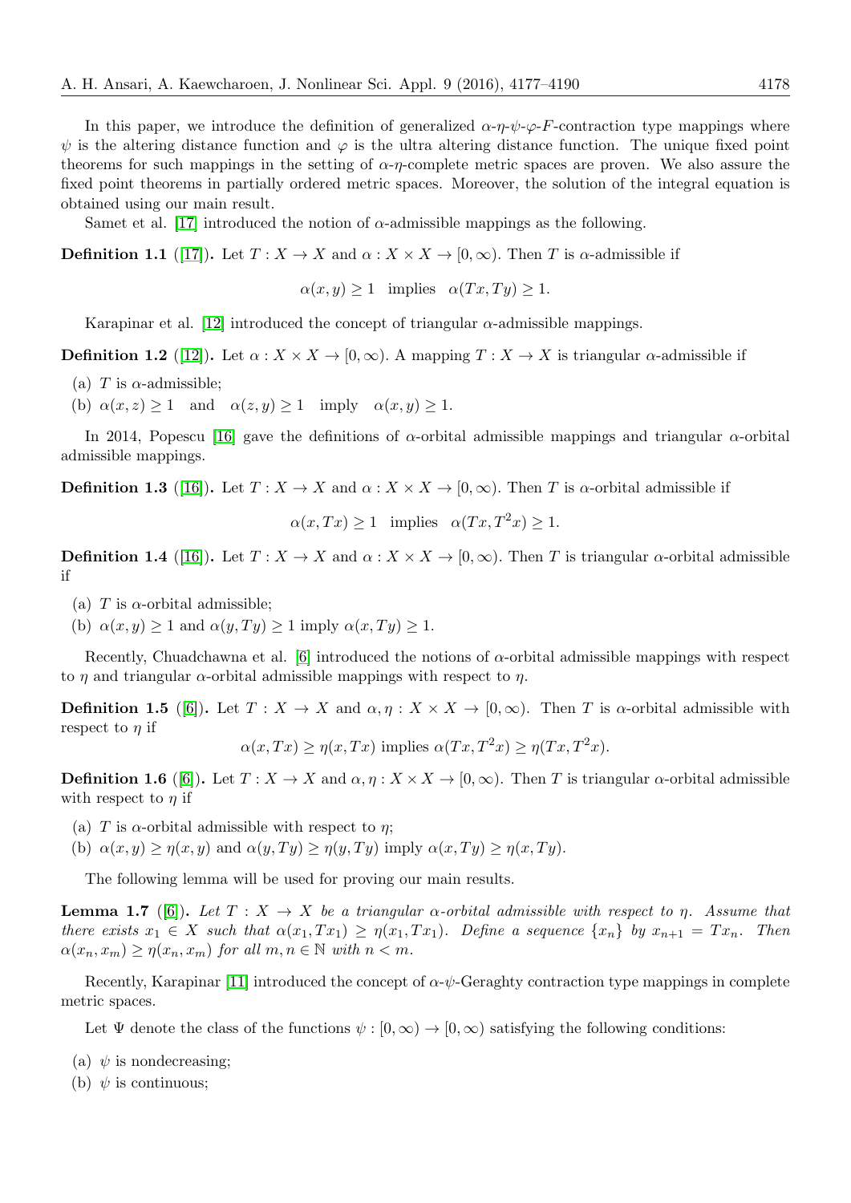In this paper, we introduce the definition of generalized $\alpha$-$\eta$-$\psi$-$\varphi$-$F$-contraction type mappings where $\psi$ is the altering distance function and $\varphi$ is the ultra altering distance function. The unique fixed point theorems for such mappings in the setting of $\alpha$-$\eta$-complete metric spaces are proven. We also assure the fixed point theorems in partially ordered metric spaces. Moreover, the solution of the integral equation is obtained using our main result.

Samet et al. [17] introduced the notion of $\alpha$-admissible mappings as the following.

**Definition 1.1** ([17]). Let $T : X \to X$ and $\alpha : X \times X \to [0, \infty)$. Then $T$ is $\alpha$-admissible if

$$\alpha(x, y) \geq 1 \quad \text{implies} \quad \alpha(Tx, Ty) \geq 1.$$

Karapinar et al. [12] introduced the concept of triangular $\alpha$-admissible mappings.

**Definition 1.2** ([12]). Let $\alpha : X \times X \to [0, \infty)$. A mapping $T : X \to X$ is triangular $\alpha$-admissible if

(a) $T$ is $\alpha$-admissible;

(b) $\alpha(x, z) \geq 1$ and $\alpha(z, y) \geq 1$ imply $\alpha(x, y) \geq 1$.

In 2014, Popescu [16] gave the definitions of $\alpha$-orbital admissible mappings and triangular $\alpha$-orbital admissible mappings.

**Definition 1.3** ([16]). Let $T : X \to X$ and $\alpha : X \times X \to [0, \infty)$. Then $T$ is $\alpha$-orbital admissible if

$$\alpha(x, Tx) \geq 1 \quad \text{implies} \quad \alpha(Tx, T^2x) \geq 1.$$

**Definition 1.4** ([16]). Let $T : X \to X$ and $\alpha : X \times X \to [0, \infty)$. Then $T$ is triangular $\alpha$-orbital admissible if

(a) $T$ is $\alpha$-orbital admissible;

(b) $\alpha(x, y) \geq 1$ and $\alpha(y, Ty) \geq 1$ imply $\alpha(x, Ty) \geq 1$.

Recently, Chuadchawna et al. [6] introduced the notions of $\alpha$-orbital admissible mappings with respect to $\eta$ and triangular $\alpha$-orbital admissible mappings with respect to $\eta$.

**Definition 1.5** ([6]). Let $T : X \to X$ and $\alpha, \eta : X \times X \to [0, \infty)$. Then $T$ is $\alpha$-orbital admissible with respect to $\eta$ if

$$\alpha(x, Tx) \geq \eta(x, Tx) \text{ implies } \alpha(Tx, T^2x) \geq \eta(Tx, T^2x).$$

**Definition 1.6** ([6]). Let $T : X \to X$ and $\alpha, \eta : X \times X \to [0, \infty)$. Then $T$ is triangular $\alpha$-orbital admissible with respect to $\eta$ if

(a) $T$ is $\alpha$-orbital admissible with respect to $\eta$;

(b) $\alpha(x, y) \geq \eta(x, y)$ and $\alpha(y, Ty) \geq \eta(y, Ty)$ imply $\alpha(x, Ty) \geq \eta(x, Ty)$.

The following lemma will be used for proving our main results.

**Lemma 1.7** ([6]). *Let $T : X \to X$ be a triangular $\alpha$-orbital admissible with respect to $\eta$. Assume that there exists $x_1 \in X$ such that $\alpha(x_1, Tx_1) \geq \eta(x_1, Tx_1)$. Define a sequence $\{x_n\}$ by $x_{n+1} = Tx_n$. Then $\alpha(x_n, x_m) \geq \eta(x_n, x_m)$ for all $m, n \in \mathbb{N}$ with $n < m$.*

Recently, Karapinar [11] introduced the concept of $\alpha$-$\psi$-Geraghty contraction type mappings in complete metric spaces.

Let $\Psi$ denote the class of the functions $\psi : [0, \infty) \to [0, \infty)$ satisfying the following conditions:

(a) $\psi$ is nondecreasing;

(b) $\psi$ is continuous;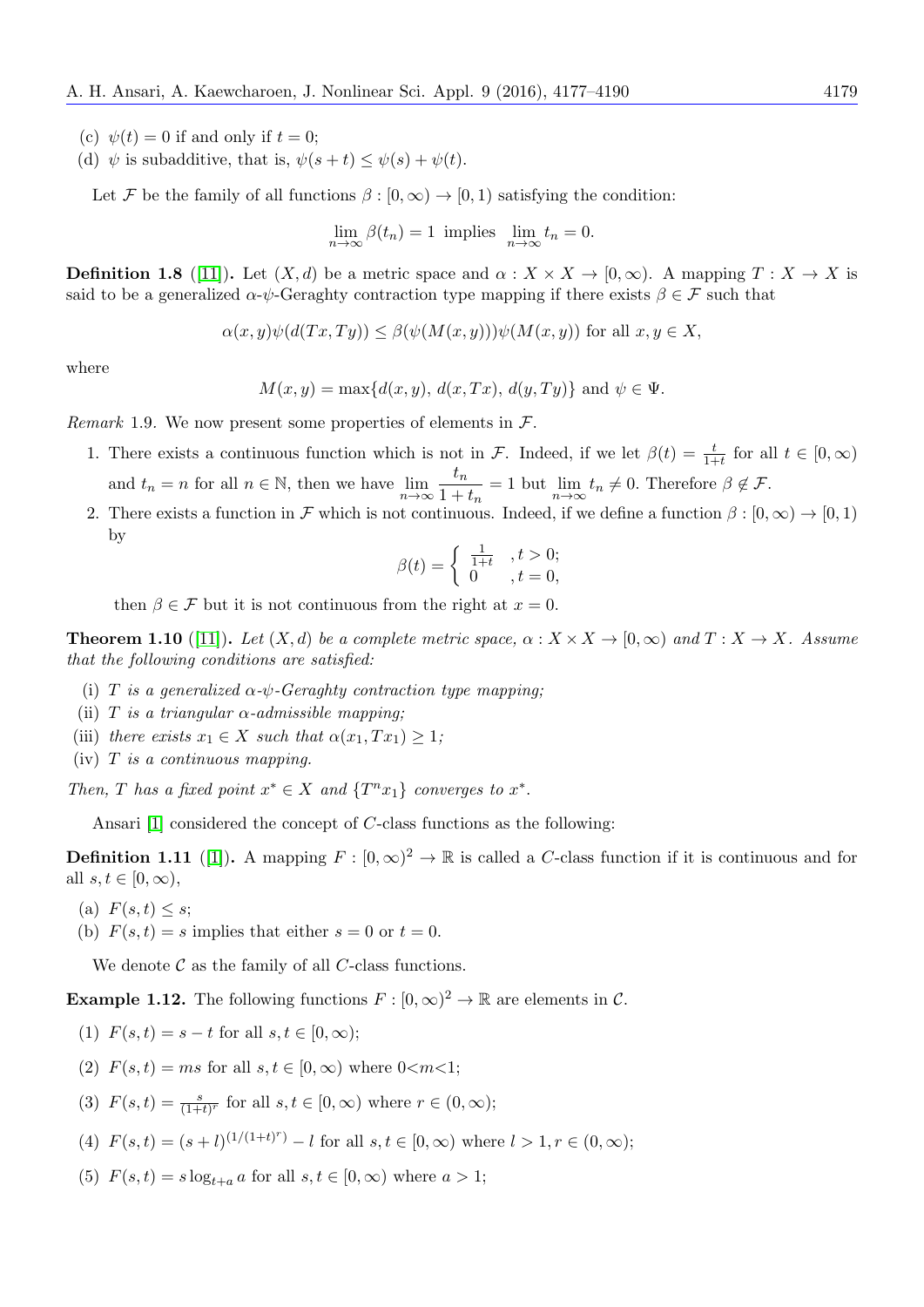(c) $\psi(t) = 0$ if and only if $t = 0$;

(d) $\psi$ is subadditive, that is, $\psi(s + t) \leq \psi(s) + \psi(t)$.

Let $\mathcal{F}$ be the family of all functions $\beta : [0, \infty) \to [0, 1)$ satisfying the condition:

$$\lim_{n\to\infty} \beta(t_n) = 1 \text{ implies } \lim_{n\to\infty} t_n = 0.$$

**Definition 1.8** ([11]). Let $(X, d)$ be a metric space and $\alpha : X \times X \to [0, \infty)$. A mapping $T : X \to X$ is said to be a generalized $\alpha$-$\psi$-Geraghty contraction type mapping if there exists $\beta \in \mathcal{F}$ such that

$$\alpha(x, y)\psi(d(Tx, Ty)) \leq \beta(\psi(M(x, y)))\psi(M(x, y)) \text{ for all } x, y \in X,$$

where

$$M(x, y) = \max\{d(x, y),\ d(x, Tx),\ d(y, Ty)\} \text{ and } \psi \in \Psi.$$

*Remark* 1.9. We now present some properties of elements in $\mathcal{F}$.

1. There exists a continuous function which is not in $\mathcal{F}$. Indeed, if we let $\beta(t) = \frac{t}{1+t}$ for all $t \in [0, \infty)$ and $t_n = n$ for all $n \in \mathbb{N}$, then we have $\lim_{n\to\infty} \frac{t_n}{1 + t_n} = 1$ but $\lim_{n\to\infty} t_n \neq 0$. Therefore $\beta \notin \mathcal{F}$.
2. There exists a function in $\mathcal{F}$ which is not continuous. Indeed, if we define a function $\beta : [0, \infty) \to [0, 1)$ by
$$\beta(t) = \begin{cases} \frac{1}{1+t} & , t > 0; \\ 0 & , t = 0, \end{cases}$$
then $\beta \in \mathcal{F}$ but it is not continuous from the right at $x = 0$.

**Theorem 1.10** ([11]). *Let $(X, d)$ be a complete metric space, $\alpha : X \times X \to [0, \infty)$ and $T : X \to X$. Assume that the following conditions are satisfied:*

(i) *$T$ is a generalized $\alpha$-$\psi$-Geraghty contraction type mapping;*

(ii) *$T$ is a triangular $\alpha$-admissible mapping;*

(iii) *there exists $x_1 \in X$ such that $\alpha(x_1, Tx_1) \geq 1$;*

(iv) *$T$ is a continuous mapping.*

*Then, $T$ has a fixed point $x^* \in X$ and $\{T^n x_1\}$ converges to $x^*$.*

Ansari [1] considered the concept of $C$-class functions as the following:

**Definition 1.11** ([1]). A mapping $F : [0, \infty)^2 \to \mathbb{R}$ is called a $C$-class function if it is continuous and for all $s, t \in [0, \infty)$,

(a) $F(s, t) \leq s$;

(b) $F(s, t) = s$ implies that either $s = 0$ or $t = 0$.

We denote $\mathcal{C}$ as the family of all $C$-class functions.

**Example 1.12.** The following functions $F : [0, \infty)^2 \to \mathbb{R}$ are elements in $\mathcal{C}$.

(1) $F(s, t) = s - t$ for all $s, t \in [0, \infty)$;

(2) $F(s, t) = ms$ for all $s, t \in [0, \infty)$ where $0<m<1$;

(3) $F(s, t) = \frac{s}{(1+t)^r}$ for all $s, t \in [0, \infty)$ where $r \in (0, \infty)$;

(4) $F(s, t) = (s + l)^{(1/(1+t)^r)} - l$ for all $s, t \in [0, \infty)$ where $l > 1, r \in (0, \infty)$;

(5) $F(s, t) = s \log_{t+a} a$ for all $s, t \in [0, \infty)$ where $a > 1$;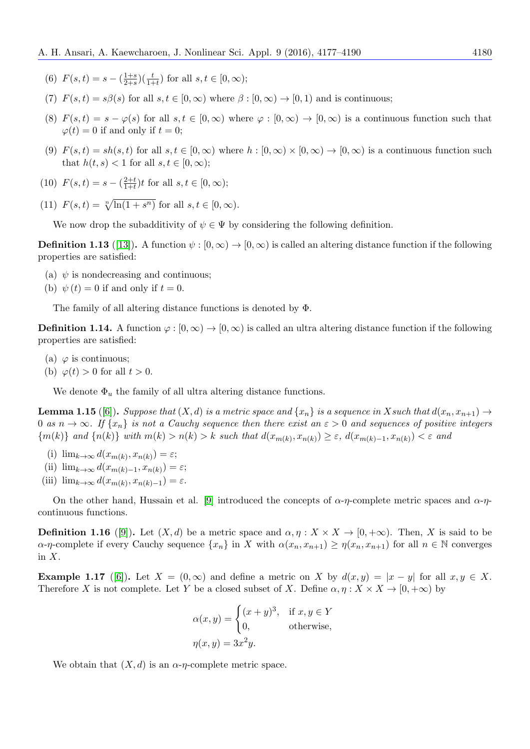(6) $F(s,t) = s - (\frac{1+s}{2+s})(\frac{t}{1+t})$ for all $s,t \in [0,\infty)$;

(7) $F(s,t) = s\beta(s)$ for all $s,t \in [0,\infty)$ where $\beta : [0,\infty) \to [0,1)$ and is continuous;

(8) $F(s,t) = s - \varphi(s)$ for all $s,t \in [0,\infty)$ where $\varphi : [0,\infty) \to [0,\infty)$ is a continuous function such that $\varphi(t) = 0$ if and only if $t = 0$;

(9) $F(s,t) = sh(s,t)$ for all $s,t \in [0,\infty)$ where $h : [0,\infty) \times [0,\infty) \to [0,\infty)$ is a continuous function such that $h(t,s) < 1$ for all $s,t \in [0,\infty)$;

(10) $F(s,t) = s - (\frac{2+t}{1+t})t$ for all $s,t \in [0,\infty)$;

(11) $F(s,t) = \sqrt[n]{\ln(1+s^n)}$ for all $s,t \in [0,\infty)$.

We now drop the subadditivity of $\psi \in \Psi$ by considering the following definition.

**Definition 1.13** ([13]). A function $\psi : [0,\infty) \to [0,\infty)$ is called an altering distance function if the following properties are satisfied:

(a) $\psi$ is nondecreasing and continuous;
(b) $\psi(t) = 0$ if and only if $t = 0$.

The family of all altering distance functions is denoted by $\Phi$.

**Definition 1.14.** A function $\varphi : [0,\infty) \to [0,\infty)$ is called an ultra altering distance function if the following properties are satisfied:

(a) $\varphi$ is continuous;
(b) $\varphi(t) > 0$ for all $t > 0$.

We denote $\Phi_u$ the family of all ultra altering distance functions.

**Lemma 1.15** ([6]). *Suppose that $(X,d)$ is a metric space and $\{x_n\}$ is a sequence in $X$ such that $d(x_n, x_{n+1}) \to 0$ as $n \to \infty$. If $\{x_n\}$ is not a Cauchy sequence then there exist an $\varepsilon > 0$ and sequences of positive integers $\{m(k)\}$ and $\{n(k)\}$ with $m(k) > n(k) > k$ such that $d(x_{m(k)}, x_{n(k)}) \geq \varepsilon$, $d(x_{m(k)-1}, x_{n(k)}) < \varepsilon$ and*

(i) $\lim_{k\to\infty} d(x_{m(k)}, x_{n(k)}) = \varepsilon$;
(ii) $\lim_{k\to\infty} d(x_{m(k)-1}, x_{n(k)}) = \varepsilon$;
(iii) $\lim_{k\to\infty} d(x_{m(k)}, x_{n(k)-1}) = \varepsilon$.

On the other hand, Hussain et al. [9] introduced the concepts of $\alpha$-$\eta$-complete metric spaces and $\alpha$-$\eta$-continuous functions.

**Definition 1.16** ([9]). Let $(X,d)$ be a metric space and $\alpha, \eta : X \times X \to [0,+\infty)$. Then, $X$ is said to be $\alpha$-$\eta$-complete if every Cauchy sequence $\{x_n\}$ in $X$ with $\alpha(x_n, x_{n+1}) \geq \eta(x_n, x_{n+1})$ for all $n \in \mathbb{N}$ converges in $X$.

**Example 1.17** ([6]). Let $X = (0,\infty)$ and define a metric on $X$ by $d(x,y) = |x - y|$ for all $x,y \in X$. Therefore $X$ is not complete. Let $Y$ be a closed subset of $X$. Define $\alpha, \eta : X \times X \to [0,+\infty)$ by

$$\alpha(x,y) = \begin{cases} (x+y)^3, & \text{if } x,y \in Y \\ 0, & \text{otherwise,} \end{cases}$$

$$\eta(x,y) = 3x^2y.$$

We obtain that $(X,d)$ is an $\alpha$-$\eta$-complete metric space.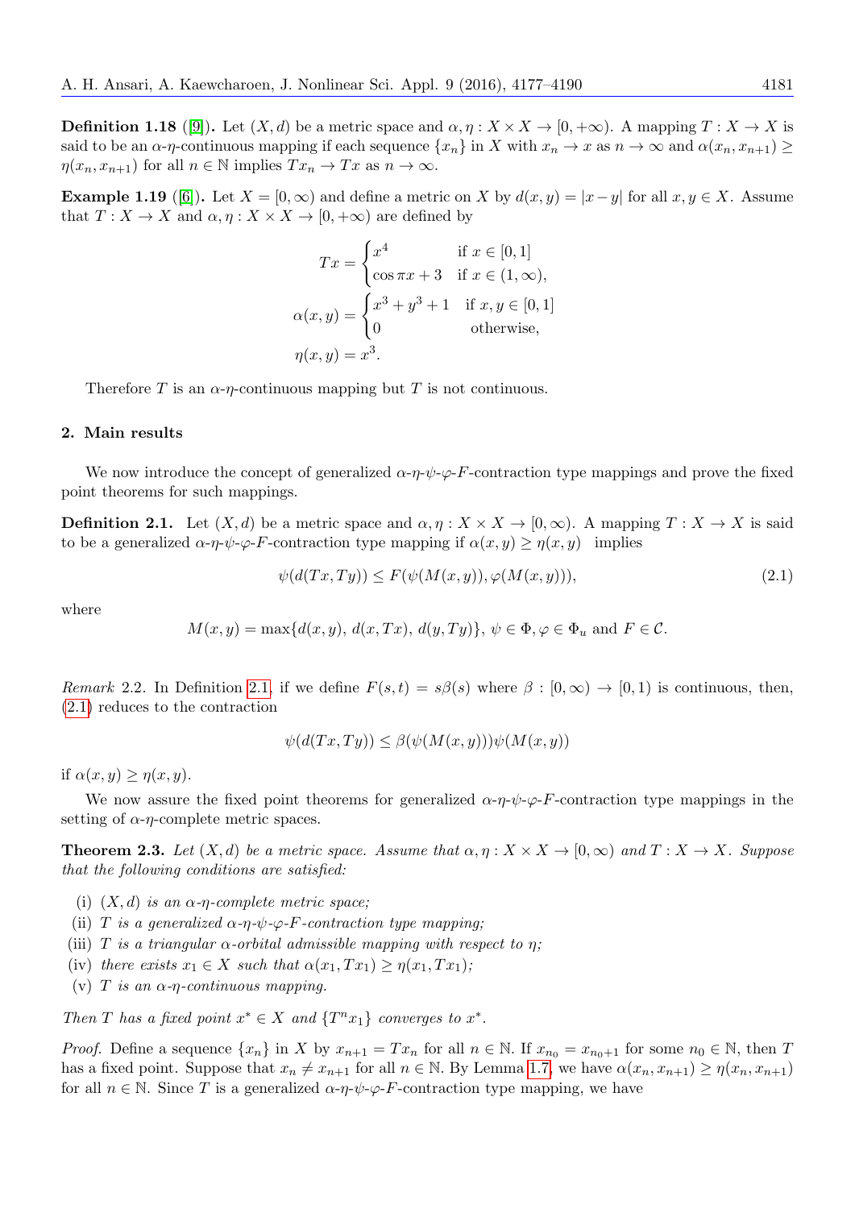**Definition 1.18** ([9]). Let $(X, d)$ be a metric space and $\alpha, \eta : X \times X \to [0, +\infty)$. A mapping $T : X \to X$ is said to be an $\alpha$-$\eta$-continuous mapping if each sequence $\{x_n\}$ in $X$ with $x_n \to x$ as $n \to \infty$ and $\alpha(x_n, x_{n+1}) \geq \eta(x_n, x_{n+1})$ for all $n \in \mathbb{N}$ implies $Tx_n \to Tx$ as $n \to \infty$.

**Example 1.19** ([6]). Let $X = [0, \infty)$ and define a metric on $X$ by $d(x, y) = |x - y|$ for all $x, y \in X$. Assume that $T : X \to X$ and $\alpha, \eta : X \times X \to [0, +\infty)$ are defined by

$$Tx = \begin{cases} x^4 & \text{if } x \in [0, 1] \\ \cos \pi x + 3 & \text{if } x \in (1, \infty), \end{cases}$$

$$\alpha(x, y) = \begin{cases} x^3 + y^3 + 1 & \text{if } x, y \in [0, 1] \\ 0 & \text{otherwise,} \end{cases}$$

$$\eta(x, y) = x^3.$$

Therefore $T$ is an $\alpha$-$\eta$-continuous mapping but $T$ is not continuous.

## 2. Main results

We now introduce the concept of generalized $\alpha$-$\eta$-$\psi$-$\varphi$-$F$-contraction type mappings and prove the fixed point theorems for such mappings.

**Definition 2.1.** Let $(X, d)$ be a metric space and $\alpha, \eta : X \times X \to [0, \infty)$. A mapping $T : X \to X$ is said to be a generalized $\alpha$-$\eta$-$\psi$-$\varphi$-$F$-contraction type mapping if $\alpha(x, y) \geq \eta(x, y)$ implies

$$\psi(d(Tx, Ty)) \leq F(\psi(M(x, y)), \varphi(M(x, y))), \tag{2.1}$$

where

$$M(x, y) = \max\{d(x, y),\, d(x, Tx),\, d(y, Ty)\},\ \psi \in \Phi, \varphi \in \Phi_u \text{ and } F \in \mathcal{C}.$$

*Remark* 2.2. In Definition 2.1, if we define $F(s, t) = s\beta(s)$ where $\beta : [0, \infty) \to [0, 1)$ is continuous, then, (2.1) reduces to the contraction

$$\psi(d(Tx, Ty)) \leq \beta(\psi(M(x, y)))\psi(M(x, y))$$

if $\alpha(x, y) \geq \eta(x, y)$.

We now assure the fixed point theorems for generalized $\alpha$-$\eta$-$\psi$-$\varphi$-$F$-contraction type mappings in the setting of $\alpha$-$\eta$-complete metric spaces.

**Theorem 2.3.** *Let $(X, d)$ be a metric space. Assume that $\alpha, \eta : X \times X \to [0, \infty)$ and $T : X \to X$. Suppose that the following conditions are satisfied:*

(i) *$(X, d)$ is an $\alpha$-$\eta$-complete metric space;*
(ii) *$T$ is a generalized $\alpha$-$\eta$-$\psi$-$\varphi$-$F$-contraction type mapping;*
(iii) *$T$ is a triangular $\alpha$-orbital admissible mapping with respect to $\eta$;*
(iv) *there exists $x_1 \in X$ such that $\alpha(x_1, Tx_1) \geq \eta(x_1, Tx_1)$;*
(v) *$T$ is an $\alpha$-$\eta$-continuous mapping.*

*Then $T$ has a fixed point $x^* \in X$ and $\{T^n x_1\}$ converges to $x^*$.*

*Proof.* Define a sequence $\{x_n\}$ in $X$ by $x_{n+1} = Tx_n$ for all $n \in \mathbb{N}$. If $x_{n_0} = x_{n_0+1}$ for some $n_0 \in \mathbb{N}$, then $T$ has a fixed point. Suppose that $x_n \neq x_{n+1}$ for all $n \in \mathbb{N}$. By Lemma 1.7, we have $\alpha(x_n, x_{n+1}) \geq \eta(x_n, x_{n+1})$ for all $n \in \mathbb{N}$. Since $T$ is a generalized $\alpha$-$\eta$-$\psi$-$\varphi$-$F$-contraction type mapping, we have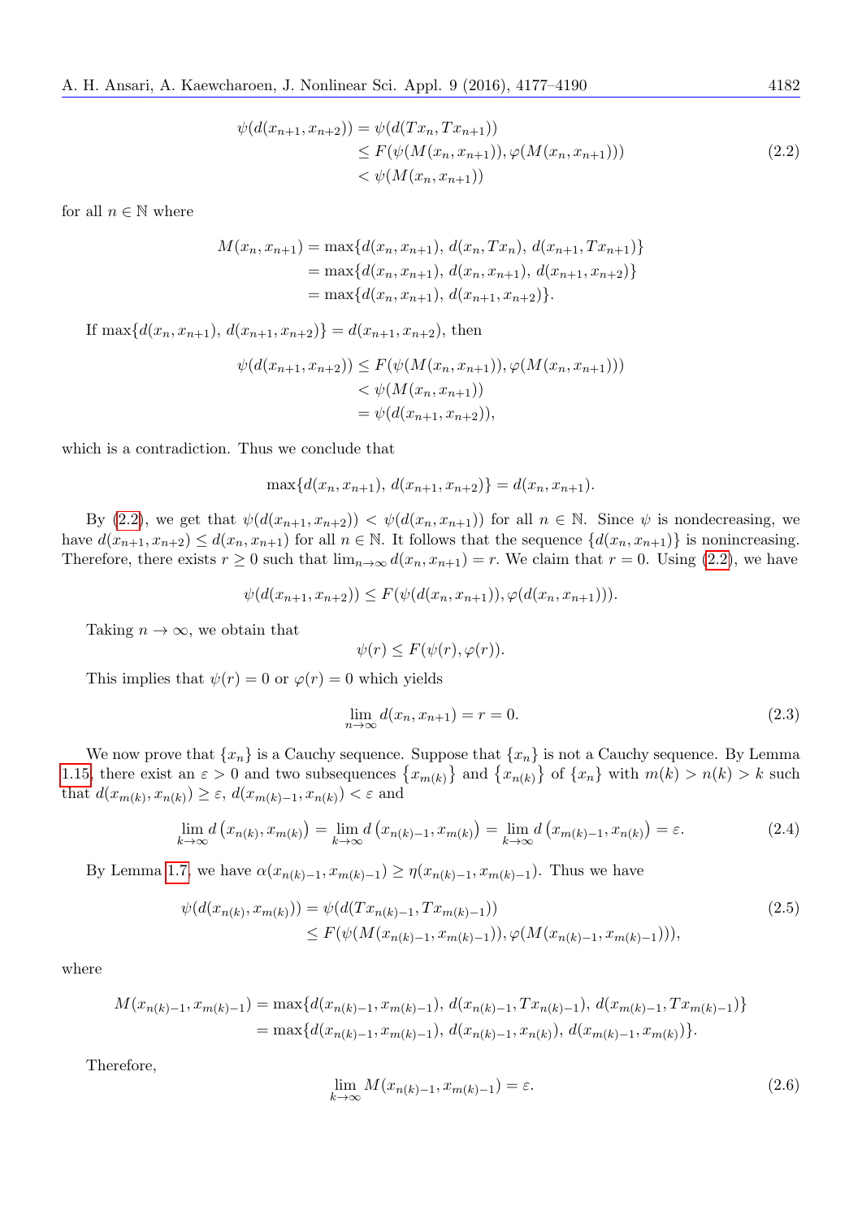$$\begin{aligned}
\psi(d(x_{n+1}, x_{n+2})) &= \psi(d(Tx_n, Tx_{n+1})) \\
&\leq F(\psi(M(x_n, x_{n+1})), \varphi(M(x_n, x_{n+1}))) \\
&< \psi(M(x_n, x_{n+1}))
\end{aligned} \tag{2.2}$$

for all $n \in \mathbb{N}$ where

$$\begin{aligned}
M(x_n, x_{n+1}) &= \max\{d(x_n, x_{n+1}),\, d(x_n, Tx_n),\, d(x_{n+1}, Tx_{n+1})\} \\
&= \max\{d(x_n, x_{n+1}),\, d(x_n, x_{n+1}),\, d(x_{n+1}, x_{n+2})\} \\
&= \max\{d(x_n, x_{n+1}),\, d(x_{n+1}, x_{n+2})\}.
\end{aligned}$$

If $\max\{d(x_n, x_{n+1}),\, d(x_{n+1}, x_{n+2})\} = d(x_{n+1}, x_{n+2})$, then

$$\begin{aligned}
\psi(d(x_{n+1}, x_{n+2})) &\leq F(\psi(M(x_n, x_{n+1})), \varphi(M(x_n, x_{n+1}))) \\
&< \psi(M(x_n, x_{n+1})) \\
&= \psi(d(x_{n+1}, x_{n+2})),
\end{aligned}$$

which is a contradiction. Thus we conclude that

$$\max\{d(x_n, x_{n+1}),\, d(x_{n+1}, x_{n+2})\} = d(x_n, x_{n+1}).$$

By (2.2), we get that $\psi(d(x_{n+1}, x_{n+2})) < \psi(d(x_n, x_{n+1}))$ for all $n \in \mathbb{N}$. Since $\psi$ is nondecreasing, we have $d(x_{n+1}, x_{n+2}) \leq d(x_n, x_{n+1})$ for all $n \in \mathbb{N}$. It follows that the sequence $\{d(x_n, x_{n+1})\}$ is nonincreasing. Therefore, there exists $r \geq 0$ such that $\lim_{n\to\infty} d(x_n, x_{n+1}) = r$. We claim that $r = 0$. Using (2.2), we have

$$\psi(d(x_{n+1}, x_{n+2})) \leq F(\psi(d(x_n, x_{n+1})), \varphi(d(x_n, x_{n+1}))).$$

Taking $n \to \infty$, we obtain that

$$\psi(r) \leq F(\psi(r), \varphi(r)).$$

This implies that $\psi(r) = 0$ or $\varphi(r) = 0$ which yields

$$\lim_{n\to\infty} d(x_n, x_{n+1}) = r = 0. \tag{2.3}$$

We now prove that $\{x_n\}$ is a Cauchy sequence. Suppose that $\{x_n\}$ is not a Cauchy sequence. By Lemma 1.15, there exist an $\varepsilon > 0$ and two subsequences $\{x_{m(k)}\}$ and $\{x_{n(k)}\}$ of $\{x_n\}$ with $m(k) > n(k) > k$ such that $d(x_{m(k)}, x_{n(k)}) \geq \varepsilon$, $d(x_{m(k)-1}, x_{n(k)}) < \varepsilon$ and

$$\lim_{k\to\infty} d\left(x_{n(k)}, x_{m(k)}\right) = \lim_{k\to\infty} d\left(x_{n(k)-1}, x_{m(k)}\right) = \lim_{k\to\infty} d\left(x_{m(k)-1}, x_{n(k)}\right) = \varepsilon. \tag{2.4}$$

By Lemma 1.7, we have $\alpha(x_{n(k)-1}, x_{m(k)-1}) \geq \eta(x_{n(k)-1}, x_{m(k)-1})$. Thus we have

$$\begin{aligned}
\psi(d(x_{n(k)}, x_{m(k)})) &= \psi(d(Tx_{n(k)-1}, Tx_{m(k)-1})) \\
&\leq F(\psi(M(x_{n(k)-1}, x_{m(k)-1})), \varphi(M(x_{n(k)-1}, x_{m(k)-1}))),
\end{aligned} \tag{2.5}$$

where

$$\begin{aligned}
M(x_{n(k)-1}, x_{m(k)-1}) &= \max\{d(x_{n(k)-1}, x_{m(k)-1}),\, d(x_{n(k)-1}, Tx_{n(k)-1}),\, d(x_{m(k)-1}, Tx_{m(k)-1})\} \\
&= \max\{d(x_{n(k)-1}, x_{m(k)-1}),\, d(x_{n(k)-1}, x_{n(k)}),\, d(x_{m(k)-1}, x_{m(k)})\}.
\end{aligned}$$

Therefore,

$$\lim_{k\to\infty} M(x_{n(k)-1}, x_{m(k)-1}) = \varepsilon. \tag{2.6}$$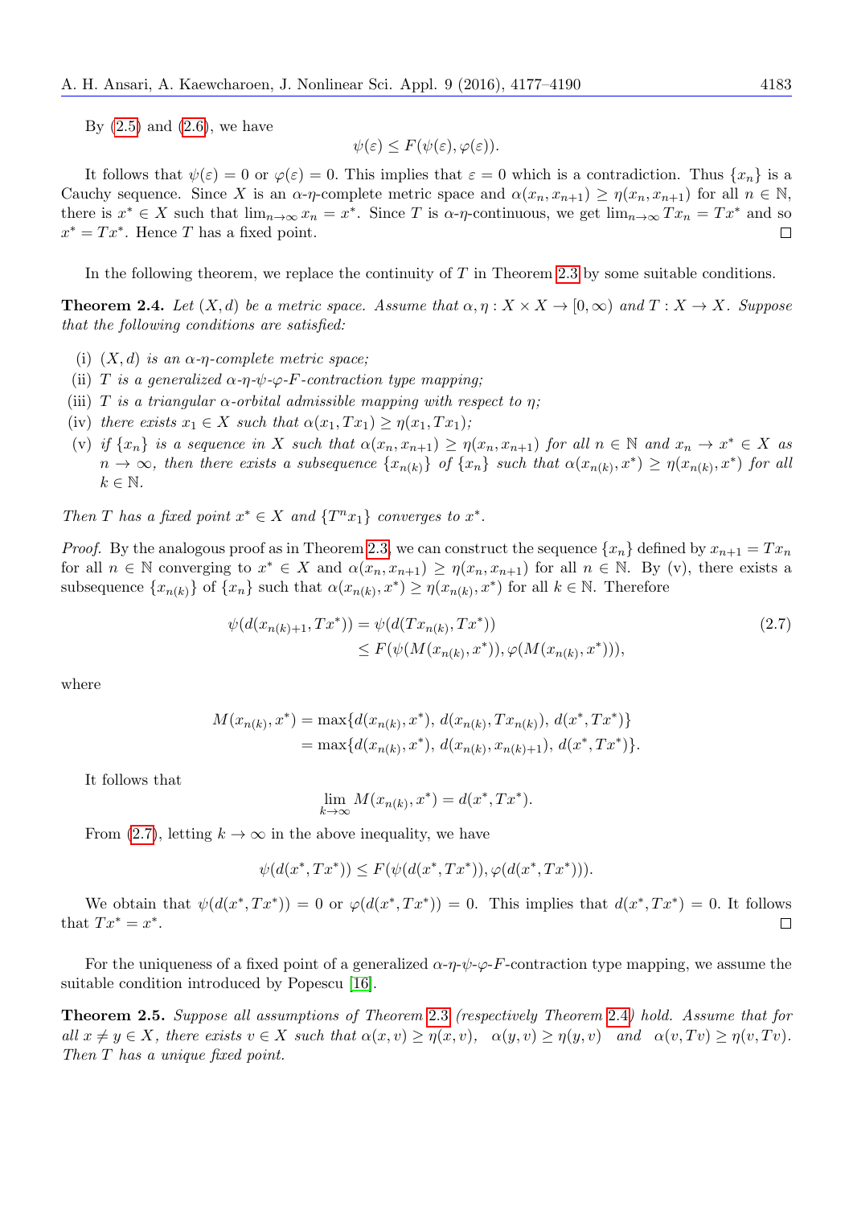By (2.5) and (2.6), we have

$$\psi(\varepsilon) \leq F(\psi(\varepsilon), \varphi(\varepsilon)).$$

It follows that $\psi(\varepsilon) = 0$ or $\varphi(\varepsilon) = 0$. This implies that $\varepsilon = 0$ which is a contradiction. Thus $\{x_n\}$ is a Cauchy sequence. Since $X$ is an $\alpha$-$\eta$-complete metric space and $\alpha(x_n, x_{n+1}) \geq \eta(x_n, x_{n+1})$ for all $n \in \mathbb{N}$, there is $x^* \in X$ such that $\lim_{n\to\infty} x_n = x^*$. Since $T$ is $\alpha$-$\eta$-continuous, we get $\lim_{n\to\infty} Tx_n = Tx^*$ and so $x^* = Tx^*$. Hence $T$ has a fixed point. $\square$

In the following theorem, we replace the continuity of $T$ in Theorem 2.3 by some suitable conditions.

**Theorem 2.4.** *Let $(X, d)$ be a metric space. Assume that $\alpha, \eta : X \times X \to [0, \infty)$ and $T : X \to X$. Suppose that the following conditions are satisfied:*

- (i) *$(X, d)$ is an $\alpha$-$\eta$-complete metric space;*
- (ii) *$T$ is a generalized $\alpha$-$\eta$-$\psi$-$\varphi$-$F$-contraction type mapping;*
- (iii) *$T$ is a triangular $\alpha$-orbital admissible mapping with respect to $\eta$;*
- (iv) *there exists $x_1 \in X$ such that $\alpha(x_1, Tx_1) \geq \eta(x_1, Tx_1)$;*
- (v) *if $\{x_n\}$ is a sequence in $X$ such that $\alpha(x_n, x_{n+1}) \geq \eta(x_n, x_{n+1})$ for all $n \in \mathbb{N}$ and $x_n \to x^* \in X$ as $n \to \infty$, then there exists a subsequence $\{x_{n(k)}\}$ of $\{x_n\}$ such that $\alpha(x_{n(k)}, x^*) \geq \eta(x_{n(k)}, x^*)$ for all $k \in \mathbb{N}$.*

*Then $T$ has a fixed point $x^* \in X$ and $\{T^n x_1\}$ converges to $x^*$.*

*Proof.* By the analogous proof as in Theorem 2.3, we can construct the sequence $\{x_n\}$ defined by $x_{n+1} = Tx_n$ for all $n \in \mathbb{N}$ converging to $x^* \in X$ and $\alpha(x_n, x_{n+1}) \geq \eta(x_n, x_{n+1})$ for all $n \in \mathbb{N}$. By (v), there exists a subsequence $\{x_{n(k)}\}$ of $\{x_n\}$ such that $\alpha(x_{n(k)}, x^*) \geq \eta(x_{n(k)}, x^*)$ for all $k \in \mathbb{N}$. Therefore

$$\begin{aligned} \psi(d(x_{n(k)+1}, Tx^*)) &= \psi(d(Tx_{n(k)}, Tx^*)) \\ &\leq F(\psi(M(x_{n(k)}, x^*)), \varphi(M(x_{n(k)}, x^*))), \end{aligned} \tag{2.7}$$

where

$$\begin{aligned} M(x_{n(k)}, x^*) &= \max\{d(x_{n(k)}, x^*),\, d(x_{n(k)}, Tx_{n(k)}),\, d(x^*, Tx^*)\} \\ &= \max\{d(x_{n(k)}, x^*),\, d(x_{n(k)}, x_{n(k)+1}),\, d(x^*, Tx^*)\}. \end{aligned}$$

It follows that

$$\lim_{k\to\infty} M(x_{n(k)}, x^*) = d(x^*, Tx^*).$$

From (2.7), letting $k \to \infty$ in the above inequality, we have

$$\psi(d(x^*, Tx^*)) \leq F(\psi(d(x^*, Tx^*)), \varphi(d(x^*, Tx^*))).$$

We obtain that $\psi(d(x^*, Tx^*)) = 0$ or $\varphi(d(x^*, Tx^*)) = 0$. This implies that $d(x^*, Tx^*) = 0$. It follows that $Tx^* = x^*$. $\square$

For the uniqueness of a fixed point of a generalized $\alpha$-$\eta$-$\psi$-$\varphi$-$F$-contraction type mapping, we assume the suitable condition introduced by Popescu [16].

**Theorem 2.5.** *Suppose all assumptions of Theorem 2.3 (respectively Theorem 2.4) hold. Assume that for all $x \neq y \in X$, there exists $v \in X$ such that $\alpha(x, v) \geq \eta(x, v)$, $\alpha(y, v) \geq \eta(y, v)$ and $\alpha(v, Tv) \geq \eta(v, Tv)$. Then $T$ has a unique fixed point.*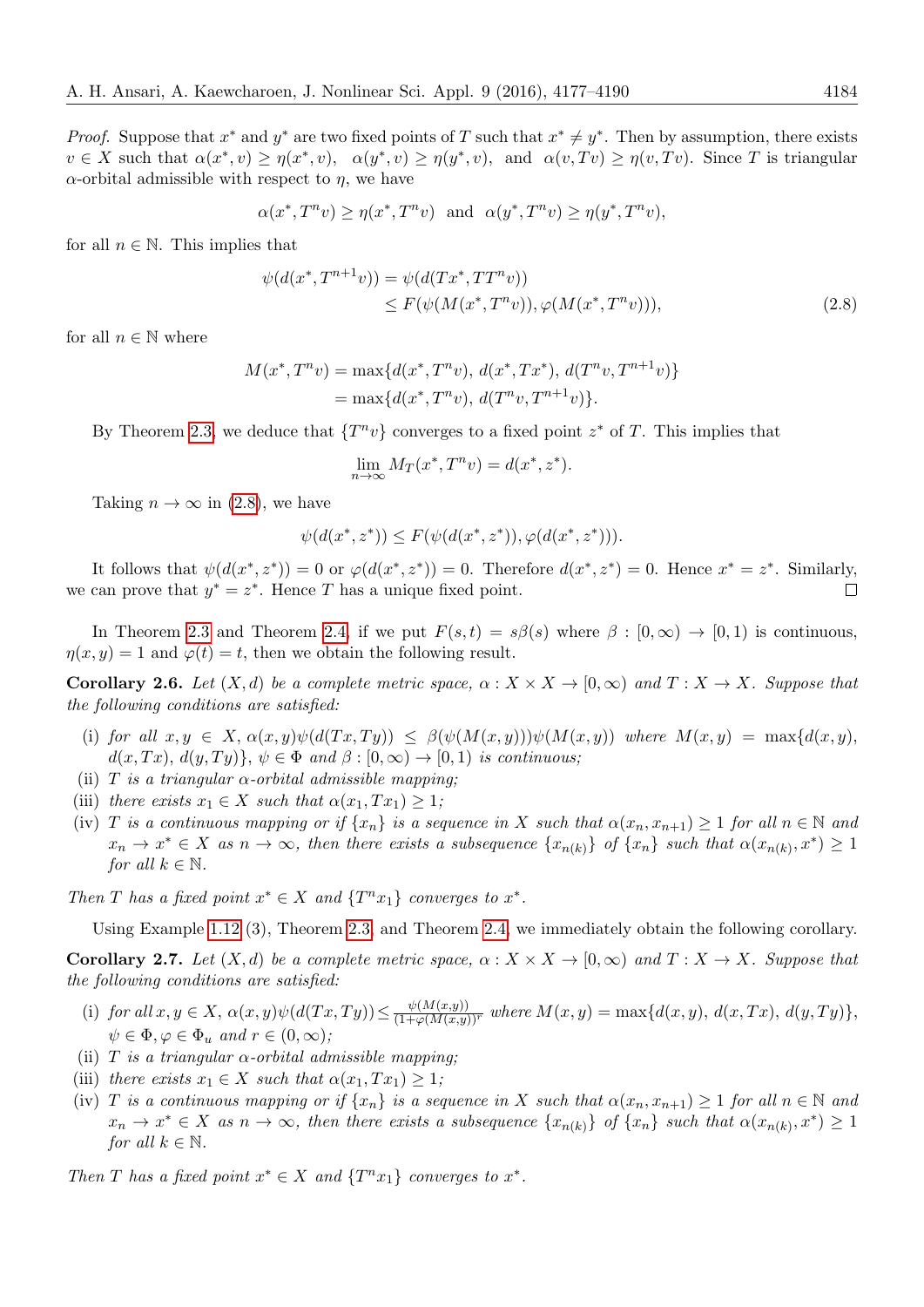*Proof.* Suppose that $x^*$ and $y^*$ are two fixed points of $T$ such that $x^* \neq y^*$. Then by assumption, there exists $v \in X$ such that $\alpha(x^*, v) \geq \eta(x^*, v)$, $\alpha(y^*, v) \geq \eta(y^*, v)$, and $\alpha(v, Tv) \geq \eta(v, Tv)$. Since $T$ is triangular $\alpha$-orbital admissible with respect to $\eta$, we have

$$\alpha(x^*, T^n v) \geq \eta(x^*, T^n v) \ \text{ and } \ \alpha(y^*, T^n v) \geq \eta(y^*, T^n v),$$

for all $n \in \mathbb{N}$. This implies that

$$\begin{aligned}\psi(d(x^*, T^{n+1}v)) &= \psi(d(Tx^*, TT^n v)) \\ &\leq F(\psi(M(x^*, T^n v)), \varphi(M(x^*, T^n v))),\end{aligned} \tag{2.8}$$

for all $n \in \mathbb{N}$ where

$$\begin{aligned}M(x^*, T^n v) &= \max\{d(x^*, T^n v),\, d(x^*, Tx^*),\, d(T^n v, T^{n+1}v)\} \\ &= \max\{d(x^*, T^n v),\, d(T^n v, T^{n+1}v)\}.\end{aligned}$$

By Theorem 2.3, we deduce that $\{T^n v\}$ converges to a fixed point $z^*$ of $T$. This implies that

$$\lim_{n\to\infty} M_T(x^*, T^n v) = d(x^*, z^*).$$

Taking $n \to \infty$ in (2.8), we have

$$\psi(d(x^*, z^*)) \leq F(\psi(d(x^*, z^*)), \varphi(d(x^*, z^*))).$$

It follows that $\psi(d(x^*, z^*)) = 0$ or $\varphi(d(x^*, z^*)) = 0$. Therefore $d(x^*, z^*) = 0$. Hence $x^* = z^*$. Similarly, we can prove that $y^* = z^*$. Hence $T$ has a unique fixed point. □

In Theorem 2.3 and Theorem 2.4, if we put $F(s,t) = s\beta(s)$ where $\beta : [0,\infty) \to [0,1)$ is continuous, $\eta(x,y) = 1$ and $\varphi(t) = t$, then we obtain the following result.

**Corollary 2.6.** *Let $(X, d)$ be a complete metric space, $\alpha : X \times X \to [0,\infty)$ and $T : X \to X$. Suppose that the following conditions are satisfied:*

- (i) *for all $x, y \in X$, $\alpha(x,y)\psi(d(Tx,Ty)) \leq \beta(\psi(M(x,y)))\psi(M(x,y))$ where $M(x,y) = \max\{d(x,y),$ $d(x,Tx),\, d(y,Ty)\}$, $\psi \in \Phi$ and $\beta : [0,\infty) \to [0,1)$ is continuous;*
- (ii) *$T$ is a triangular $\alpha$-orbital admissible mapping;*
- (iii) *there exists $x_1 \in X$ such that $\alpha(x_1, Tx_1) \geq 1$;*
- (iv) *$T$ is a continuous mapping or if $\{x_n\}$ is a sequence in $X$ such that $\alpha(x_n, x_{n+1}) \geq 1$ for all $n \in \mathbb{N}$ and $x_n \to x^* \in X$ as $n \to \infty$, then there exists a subsequence $\{x_{n(k)}\}$ of $\{x_n\}$ such that $\alpha(x_{n(k)}, x^*) \geq 1$ for all $k \in \mathbb{N}$.*

*Then $T$ has a fixed point $x^* \in X$ and $\{T^n x_1\}$ converges to $x^*$.*

Using Example 1.12 (3), Theorem 2.3, and Theorem 2.4, we immediately obtain the following corollary.

**Corollary 2.7.** *Let $(X, d)$ be a complete metric space, $\alpha : X \times X \to [0,\infty)$ and $T : X \to X$. Suppose that the following conditions are satisfied:*

- (i) *for all $x, y \in X$, $\alpha(x,y)\psi(d(Tx,Ty)) \leq \frac{\psi(M(x,y))}{(1+\varphi(M(x,y)))^r}$ where $M(x,y) = \max\{d(x,y),\, d(x,Tx),\, d(y,Ty)\}$, $\psi \in \Phi, \varphi \in \Phi_u$ and $r \in (0,\infty)$;*
- (ii) *$T$ is a triangular $\alpha$-orbital admissible mapping;*
- (iii) *there exists $x_1 \in X$ such that $\alpha(x_1, Tx_1) \geq 1$;*
- (iv) *$T$ is a continuous mapping or if $\{x_n\}$ is a sequence in $X$ such that $\alpha(x_n, x_{n+1}) \geq 1$ for all $n \in \mathbb{N}$ and $x_n \to x^* \in X$ as $n \to \infty$, then there exists a subsequence $\{x_{n(k)}\}$ of $\{x_n\}$ such that $\alpha(x_{n(k)}, x^*) \geq 1$ for all $k \in \mathbb{N}$.*

*Then $T$ has a fixed point $x^* \in X$ and $\{T^n x_1\}$ converges to $x^*$.*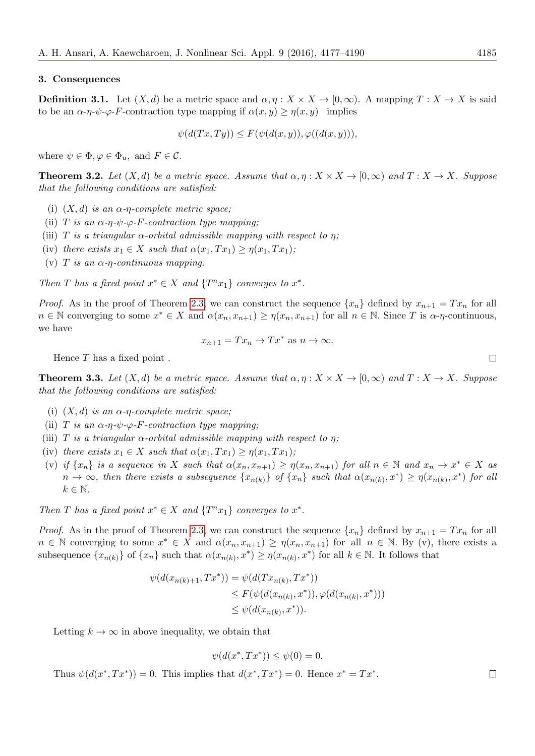## 3. Consequences

**Definition 3.1.** Let $(X, d)$ be a metric space and $\alpha, \eta : X \times X \to [0, \infty)$. A mapping $T : X \to X$ is said to be an $\alpha$-$\eta$-$\psi$-$\varphi$-$F$-contraction type mapping if $\alpha(x, y) \geq \eta(x, y)$ implies

$$\psi(d(Tx, Ty)) \leq F(\psi(d(x, y)), \varphi((d(x, y))),$$

where $\psi \in \Phi, \varphi \in \Phi_u$, and $F \in \mathcal{C}$.

**Theorem 3.2.** *Let $(X, d)$ be a metric space. Assume that $\alpha, \eta : X \times X \to [0, \infty)$ and $T : X \to X$. Suppose that the following conditions are satisfied:*

(i) *$(X, d)$ is an $\alpha$-$\eta$-complete metric space;*
(ii) *$T$ is an $\alpha$-$\eta$-$\psi$-$\varphi$-$F$-contraction type mapping;*
(iii) *$T$ is a triangular $\alpha$-orbital admissible mapping with respect to $\eta$;*
(iv) *there exists $x_1 \in X$ such that $\alpha(x_1, Tx_1) \geq \eta(x_1, Tx_1)$;*
(v) *$T$ is an $\alpha$-$\eta$-continuous mapping.*

*Then $T$ has a fixed point $x^* \in X$ and $\{T^n x_1\}$ converges to $x^*$.*

*Proof.* As in the proof of Theorem 2.3, we can construct the sequence $\{x_n\}$ defined by $x_{n+1} = Tx_n$ for all $n \in \mathbb{N}$ converging to some $x^* \in X$ and $\alpha(x_n, x_{n+1}) \geq \eta(x_n, x_{n+1})$ for all $n \in \mathbb{N}$. Since $T$ is $\alpha$-$\eta$-continuous, we have

$$x_{n+1} = Tx_n \to Tx^* \text{ as } n \to \infty.$$

Hence $T$ has a fixed point . □

**Theorem 3.3.** *Let $(X, d)$ be a metric space. Assume that $\alpha, \eta : X \times X \to [0, \infty)$ and $T : X \to X$. Suppose that the following conditions are satisfied:*

(i) *$(X, d)$ is an $\alpha$-$\eta$-complete metric space;*
(ii) *$T$ is an $\alpha$-$\eta$-$\psi$-$\varphi$-$F$-contraction type mapping;*
(iii) *$T$ is a triangular $\alpha$-orbital admissible mapping with respect to $\eta$;*
(iv) *there exists $x_1 \in X$ such that $\alpha(x_1, Tx_1) \geq \eta(x_1, Tx_1)$;*
(v) *if $\{x_n\}$ is a sequence in $X$ such that $\alpha(x_n, x_{n+1}) \geq \eta(x_n, x_{n+1})$ for all $n \in \mathbb{N}$ and $x_n \to x^* \in X$ as $n \to \infty$, then there exists a subsequence $\{x_{n(k)}\}$ of $\{x_n\}$ such that $\alpha(x_{n(k)}, x^*) \geq \eta(x_{n(k)}, x^*)$ for all $k \in \mathbb{N}$.*

*Then $T$ has a fixed point $x^* \in X$ and $\{T^n x_1\}$ converges to $x^*$.*

*Proof.* As in the proof of Theorem 2.3, we can construct the sequence $\{x_n\}$ defined by $x_{n+1} = Tx_n$ for all $n \in \mathbb{N}$ converging to some $x^* \in X$ and $\alpha(x_n, x_{n+1}) \geq \eta(x_n, x_{n+1})$ for all $n \in \mathbb{N}$. By (v), there exists a subsequence $\{x_{n(k)}\}$ of $\{x_n\}$ such that $\alpha(x_{n(k)}, x^*) \geq \eta(x_{n(k)}, x^*)$ for all $k \in \mathbb{N}$. It follows that

$$\begin{aligned}
\psi(d(x_{n(k)+1}, Tx^*)) &= \psi(d(Tx_{n(k)}, Tx^*)) \\
&\leq F(\psi(d(x_{n(k)}, x^*)), \varphi(d(x_{n(k)}, x^*))) \\
&\leq \psi(d(x_{n(k)}, x^*)).
\end{aligned}$$

Letting $k \to \infty$ in above inequality, we obtain that

$$\psi(d(x^*, Tx^*)) \leq \psi(0) = 0.$$

Thus $\psi(d(x^*, Tx^*)) = 0$. This implies that $d(x^*, Tx^*) = 0$. Hence $x^* = Tx^*$. □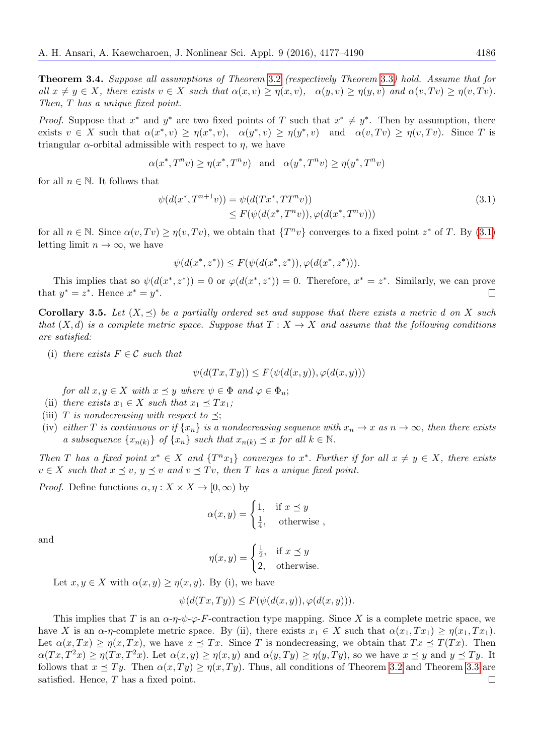**Theorem 3.4.** *Suppose all assumptions of Theorem 3.2 (respectively Theorem 3.3) hold. Assume that for all $x \neq y \in X$, there exists $v \in X$ such that $\alpha(x,v) \geq \eta(x,v)$, $\alpha(y,v) \geq \eta(y,v)$ and $\alpha(v,Tv) \geq \eta(v,Tv)$. Then, $T$ has a unique fixed point.*

*Proof.* Suppose that $x^*$ and $y^*$ are two fixed points of $T$ such that $x^* \neq y^*$. Then by assumption, there exists $v \in X$ such that $\alpha(x^*,v) \geq \eta(x^*,v)$, $\alpha(y^*,v) \geq \eta(y^*,v)$ and $\alpha(v,Tv) \geq \eta(v,Tv)$. Since $T$ is triangular $\alpha$-orbital admissible with respect to $\eta$, we have

$$\alpha(x^*,T^nv) \geq \eta(x^*,T^nv) \quad \text{and} \quad \alpha(y^*,T^nv) \geq \eta(y^*,T^nv)$$

for all $n \in \mathbb{N}$. It follows that

$$\begin{aligned}\psi(d(x^*,T^{n+1}v)) &= \psi(d(Tx^*,TT^nv)) \\ &\leq F(\psi(d(x^*,T^nv)),\varphi(d(x^*,T^nv)))\end{aligned} \tag{3.1}$$

for all $n \in \mathbb{N}$. Since $\alpha(v,Tv) \geq \eta(v,Tv)$, we obtain that $\{T^nv\}$ converges to a fixed point $z^*$ of $T$. By (3.1) letting limit $n \to \infty$, we have

$$\psi(d(x^*,z^*)) \leq F(\psi(d(x^*,z^*)),\varphi(d(x^*,z^*))).$$

This implies that so $\psi(d(x^*,z^*)) = 0$ or $\varphi(d(x^*,z^*)) = 0$. Therefore, $x^* = z^*$. Similarly, we can prove that $y^* = z^*$. Hence $x^* = y^*$. $\square$

**Corollary 3.5.** *Let $(X,\preceq)$ be a partially ordered set and suppose that there exists a metric $d$ on $X$ such that $(X,d)$ is a complete metric space. Suppose that $T : X \to X$ and assume that the following conditions are satisfied:*

(i) *there exists $F \in \mathcal{C}$ such that*

$$\psi(d(Tx,Ty)) \leq F(\psi(d(x,y)),\varphi(d(x,y)))$$

*for all $x,y \in X$ with $x \preceq y$ where $\psi \in \Phi$ and $\varphi \in \Phi_u$;*

(ii) *there exists $x_1 \in X$ such that $x_1 \preceq Tx_1$;*

(iii) *$T$ is nondecreasing with respect to $\preceq$;*

(iv) *either $T$ is continuous or if $\{x_n\}$ is a nondecreasing sequence with $x_n \to x$ as $n \to \infty$, then there exists a subsequence $\{x_{n(k)}\}$ of $\{x_n\}$ such that $x_{n(k)} \preceq x$ for all $k \in \mathbb{N}$.*

*Then $T$ has a fixed point $x^* \in X$ and $\{T^nx_1\}$ converges to $x^*$. Further if for all $x \neq y \in X$, there exists $v \in X$ such that $x \preceq v$, $y \preceq v$ and $v \preceq Tv$, then $T$ has a unique fixed point.*

*Proof.* Define functions $\alpha,\eta : X \times X \to [0,\infty)$ by

$$\alpha(x,y) = \begin{cases} 1, & \text{if } x \preceq y \\ \frac{1}{4}, & \text{otherwise} \end{cases},$$

and

$$\eta(x,y) = \begin{cases} \frac{1}{2}, & \text{if } x \preceq y \\ 2, & \text{otherwise.} \end{cases}$$

Let $x,y \in X$ with $\alpha(x,y) \geq \eta(x,y)$. By (i), we have

$$\psi(d(Tx,Ty)) \leq F(\psi(d(x,y)),\varphi(d(x,y))).$$

This implies that $T$ is an $\alpha$-$\eta$-$\psi$-$\varphi$-$F$-contraction type mapping. Since $X$ is a complete metric space, we have $X$ is an $\alpha$-$\eta$-complete metric space. By (ii), there exists $x_1 \in X$ such that $\alpha(x_1,Tx_1) \geq \eta(x_1,Tx_1)$. Let $\alpha(x,Tx) \geq \eta(x,Tx)$, we have $x \preceq Tx$. Since $T$ is nondecreasing, we obtain that $Tx \preceq T(Tx)$. Then $\alpha(Tx,T^2x) \geq \eta(Tx,T^2x)$. Let $\alpha(x,y) \geq \eta(x,y)$ and $\alpha(y,Ty) \geq \eta(y,Ty)$, so we have $x \preceq y$ and $y \preceq Ty$. It follows that $x \preceq Ty$. Then $\alpha(x,Ty) \geq \eta(x,Ty)$. Thus, all conditions of Theorem 3.2 and Theorem 3.3 are satisfied. Hence, $T$ has a fixed point. $\square$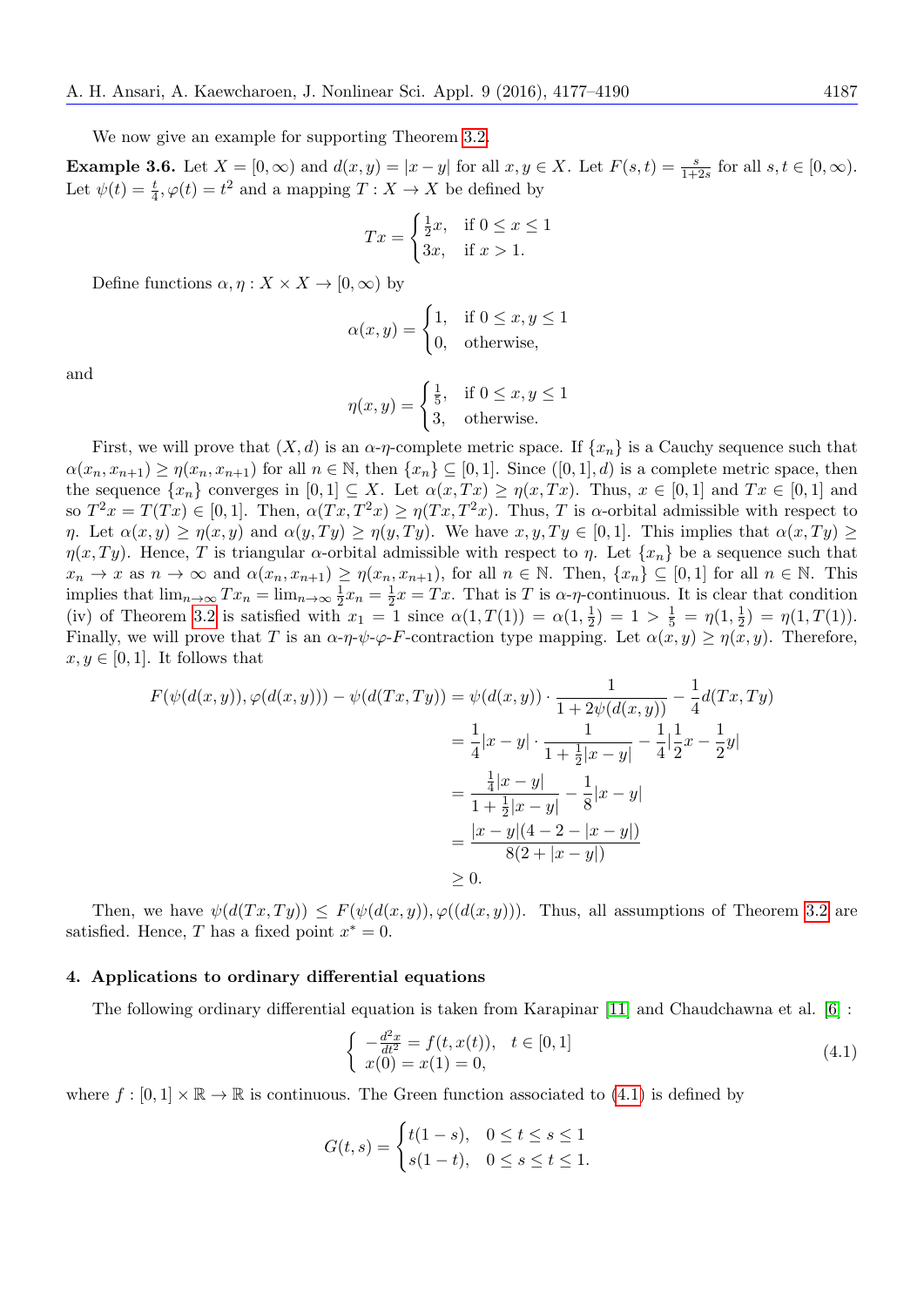We now give an example for supporting Theorem 3.2.

**Example 3.6.** Let $X = [0, \infty)$ and $d(x, y) = |x - y|$ for all $x, y \in X$. Let $F(s, t) = \frac{s}{1+2s}$ for all $s, t \in [0, \infty)$. Let $\psi(t) = \frac{t}{4}, \varphi(t) = t^2$ and a mapping $T : X \to X$ be defined by

$$Tx = \begin{cases} \frac{1}{2}x, & \text{if } 0 \leq x \leq 1 \\ 3x, & \text{if } x > 1. \end{cases}$$

Define functions $\alpha, \eta : X \times X \to [0, \infty)$ by

$$\alpha(x, y) = \begin{cases} 1, & \text{if } 0 \leq x, y \leq 1 \\ 0, & \text{otherwise,} \end{cases}$$

and

$$\eta(x, y) = \begin{cases} \frac{1}{5}, & \text{if } 0 \leq x, y \leq 1 \\ 3, & \text{otherwise.} \end{cases}$$

First, we will prove that $(X, d)$ is an $\alpha$-$\eta$-complete metric space. If $\{x_n\}$ is a Cauchy sequence such that $\alpha(x_n, x_{n+1}) \geq \eta(x_n, x_{n+1})$ for all $n \in \mathbb{N}$, then $\{x_n\} \subseteq [0, 1]$. Since $([0, 1], d)$ is a complete metric space, then the sequence $\{x_n\}$ converges in $[0, 1] \subseteq X$. Let $\alpha(x, Tx) \geq \eta(x, Tx)$. Thus, $x \in [0, 1]$ and $Tx \in [0, 1]$ and so $T^2x = T(Tx) \in [0, 1]$. Then, $\alpha(Tx, T^2x) \geq \eta(Tx, T^2x)$. Thus, $T$ is $\alpha$-orbital admissible with respect to $\eta$. Let $\alpha(x, y) \geq \eta(x, y)$ and $\alpha(y, Ty) \geq \eta(y, Ty)$. We have $x, y, Ty \in [0, 1]$. This implies that $\alpha(x, Ty) \geq \eta(x, Ty)$. Hence, $T$ is triangular $\alpha$-orbital admissible with respect to $\eta$. Let $\{x_n\}$ be a sequence such that $x_n \to x$ as $n \to \infty$ and $\alpha(x_n, x_{n+1}) \geq \eta(x_n, x_{n+1})$, for all $n \in \mathbb{N}$. Then, $\{x_n\} \subseteq [0, 1]$ for all $n \in \mathbb{N}$. This implies that $\lim_{n\to\infty} Tx_n = \lim_{n\to\infty} \frac{1}{2}x_n = \frac{1}{2}x = Tx$. That is $T$ is $\alpha$-$\eta$-continuous. It is clear that condition (iv) of Theorem 3.2 is satisfied with $x_1 = 1$ since $\alpha(1, T(1)) = \alpha(1, \frac{1}{2}) = 1 > \frac{1}{5} = \eta(1, \frac{1}{2}) = \eta(1, T(1))$. Finally, we will prove that $T$ is an $\alpha$-$\eta$-$\psi$-$\varphi$-$F$-contraction type mapping. Let $\alpha(x, y) \geq \eta(x, y)$. Therefore, $x, y \in [0, 1]$. It follows that

$$\begin{aligned} F(\psi(d(x, y)), \varphi(d(x, y))) - \psi(d(Tx, Ty)) &= \psi(d(x, y)) \cdot \frac{1}{1 + 2\psi(d(x, y))} - \frac{1}{4}d(Tx, Ty) \\ &= \frac{1}{4}|x - y| \cdot \frac{1}{1 + \frac{1}{2}|x - y|} - \frac{1}{4}|\frac{1}{2}x - \frac{1}{2}y| \\ &= \frac{\frac{1}{4}|x - y|}{1 + \frac{1}{2}|x - y|} - \frac{1}{8}|x - y| \\ &= \frac{|x - y|(4 - 2 - |x - y|)}{8(2 + |x - y|)} \\ &\geq 0. \end{aligned}$$

Then, we have $\psi(d(Tx, Ty)) \leq F(\psi(d(x, y)), \varphi((d(x, y)))$. Thus, all assumptions of Theorem 3.2 are satisfied. Hence, $T$ has a fixed point $x^* = 0$.

## 4. Applications to ordinary differential equations

The following ordinary differential equation is taken from Karapinar [11] and Chaudchawna et al. [6] :

$$\begin{cases} -\frac{d^2x}{dt^2} = f(t, x(t)), & t \in [0, 1] \\ x(0) = x(1) = 0, \end{cases} \tag{4.1}$$

where $f : [0, 1] \times \mathbb{R} \to \mathbb{R}$ is continuous. The Green function associated to (4.1) is defined by

$$G(t, s) = \begin{cases} t(1 - s), & 0 \leq t \leq s \leq 1 \\ s(1 - t), & 0 \leq s \leq t \leq 1. \end{cases}$$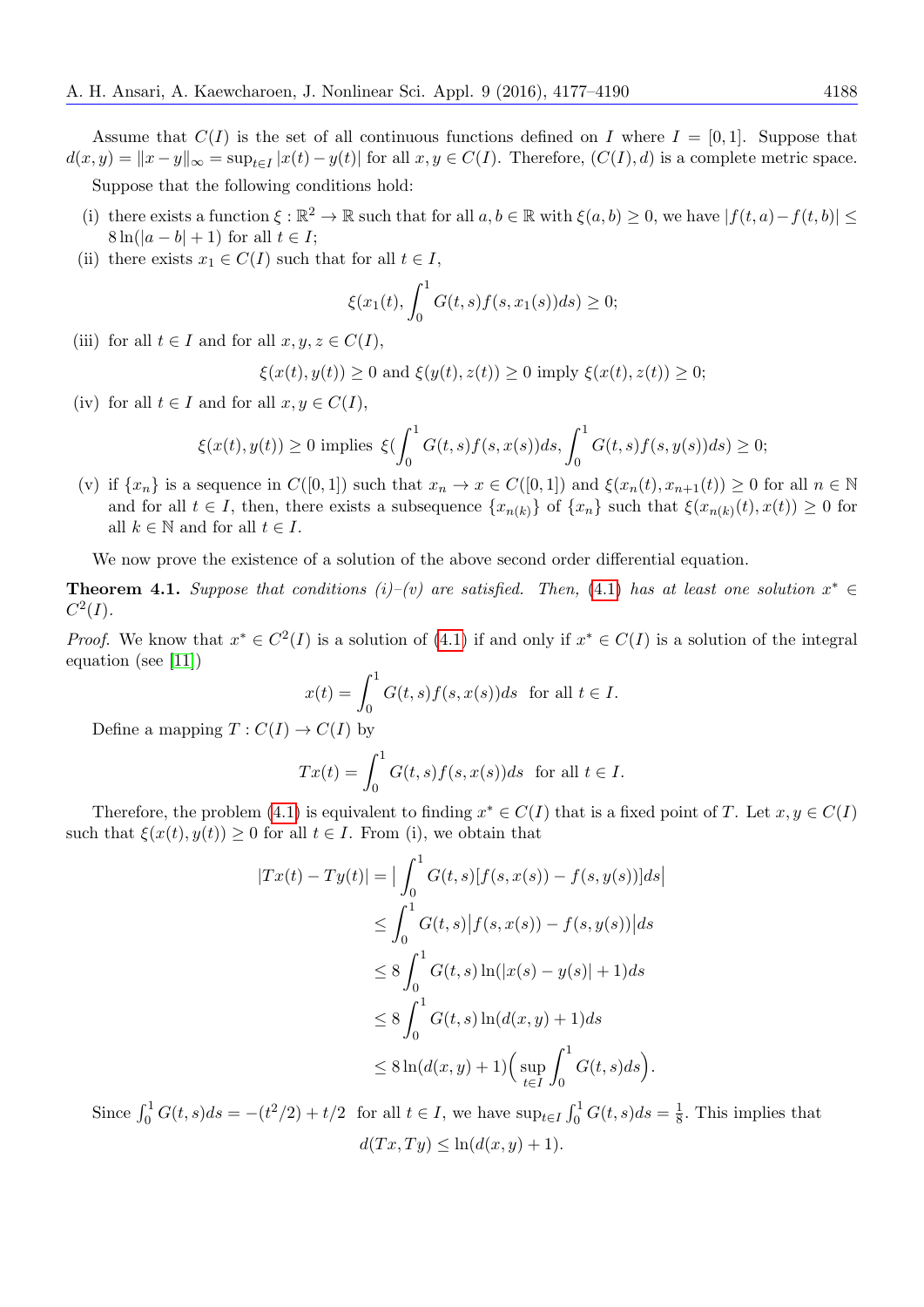Assume that $C(I)$ is the set of all continuous functions defined on $I$ where $I = [0, 1]$. Suppose that $d(x, y) = \|x - y\|_\infty = \sup_{t \in I} |x(t) - y(t)|$ for all $x, y \in C(I)$. Therefore, $(C(I), d)$ is a complete metric space.

Suppose that the following conditions hold:

(i) there exists a function $\xi : \mathbb{R}^2 \to \mathbb{R}$ such that for all $a, b \in \mathbb{R}$ with $\xi(a, b) \geq 0$, we have $|f(t, a) - f(t, b)| \leq 8 \ln(|a - b| + 1)$ for all $t \in I$;

(ii) there exists $x_1 \in C(I)$ such that for all $t \in I$,

$$\xi(x_1(t), \int_0^1 G(t, s) f(s, x_1(s)) ds) \geq 0;$$

(iii) for all $t \in I$ and for all $x, y, z \in C(I)$,

$$\xi(x(t), y(t)) \geq 0 \text{ and } \xi(y(t), z(t)) \geq 0 \text{ imply } \xi(x(t), z(t)) \geq 0;$$

(iv) for all $t \in I$ and for all $x, y \in C(I)$,

$$\xi(x(t), y(t)) \geq 0 \text{ implies } \xi(\int_0^1 G(t, s) f(s, x(s)) ds, \int_0^1 G(t, s) f(s, y(s)) ds) \geq 0;$$

(v) if $\{x_n\}$ is a sequence in $C([0, 1])$ such that $x_n \to x \in C([0, 1])$ and $\xi(x_n(t), x_{n+1}(t)) \geq 0$ for all $n \in \mathbb{N}$ and for all $t \in I$, then, there exists a subsequence $\{x_{n(k)}\}$ of $\{x_n\}$ such that $\xi(x_{n(k)}(t), x(t)) \geq 0$ for all $k \in \mathbb{N}$ and for all $t \in I$.

We now prove the existence of a solution of the above second order differential equation.

**Theorem 4.1.** *Suppose that conditions (i)–(v) are satisfied. Then, (4.1) has at least one solution $x^* \in C^2(I)$.*

*Proof.* We know that $x^* \in C^2(I)$ is a solution of (4.1) if and only if $x^* \in C(I)$ is a solution of the integral equation (see [11])

$$x(t) = \int_0^1 G(t, s) f(s, x(s)) ds \quad \text{for all } t \in I.$$

Define a mapping $T : C(I) \to C(I)$ by

$$Tx(t) = \int_0^1 G(t, s) f(s, x(s)) ds \quad \text{for all } t \in I.$$

Therefore, the problem (4.1) is equivalent to finding $x^* \in C(I)$ that is a fixed point of $T$. Let $x, y \in C(I)$ such that $\xi(x(t), y(t)) \geq 0$ for all $t \in I$. From (i), we obtain that

$$\begin{aligned}
|Tx(t) - Ty(t)| &= \Big| \int_0^1 G(t, s)[f(s, x(s)) - f(s, y(s))] ds \Big| \\
&\leq \int_0^1 G(t, s) \big| f(s, x(s)) - f(s, y(s)) \big| ds \\
&\leq 8 \int_0^1 G(t, s) \ln(|x(s) - y(s)| + 1) ds \\
&\leq 8 \int_0^1 G(t, s) \ln(d(x, y) + 1) ds \\
&\leq 8 \ln(d(x, y) + 1) \Big( \sup_{t \in I} \int_0^1 G(t, s) ds \Big).
\end{aligned}$$

Since $\int_0^1 G(t, s) ds = -(t^2/2) + t/2$ for all $t \in I$, we have $\sup_{t \in I} \int_0^1 G(t, s) ds = \frac{1}{8}$. This implies that

$$d(Tx, Ty) \leq \ln(d(x, y) + 1).$$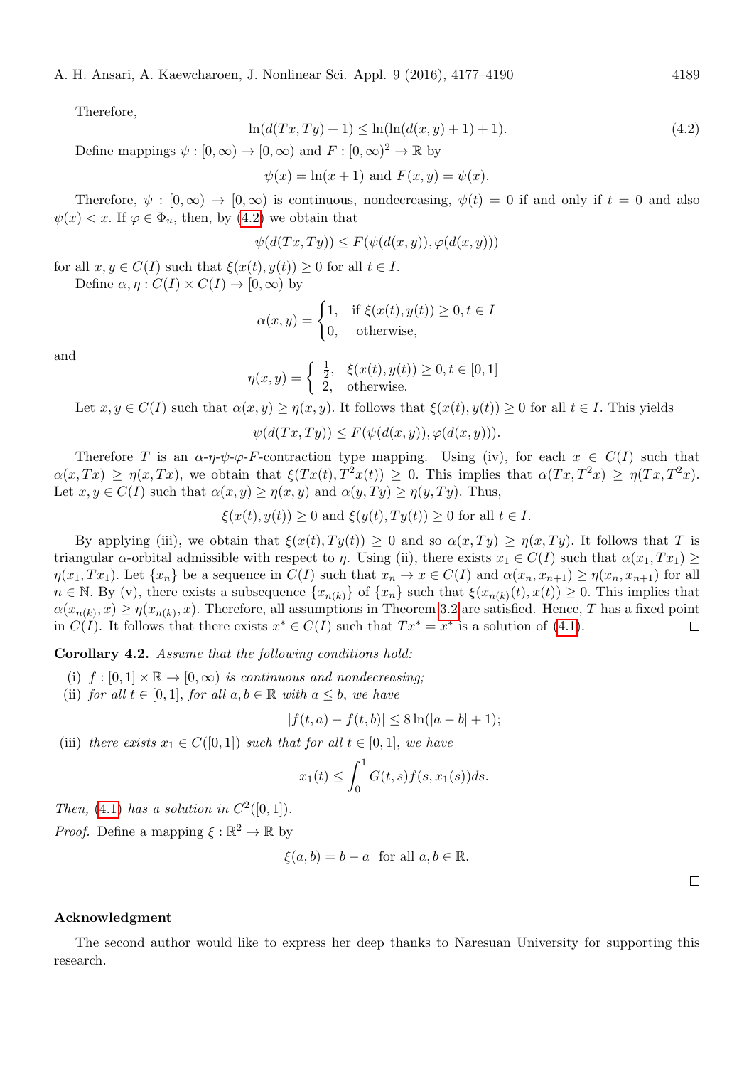Therefore,

$$\ln(d(Tx,Ty)+1) \le \ln(\ln(d(x,y)+1)+1). \tag{4.2}$$

Define mappings $\psi : [0,\infty) \to [0,\infty)$ and $F : [0,\infty)^2 \to \mathbb{R}$ by

$$\psi(x) = \ln(x+1) \text{ and } F(x,y) = \psi(x).$$

Therefore, $\psi : [0,\infty) \to [0,\infty)$ is continuous, nondecreasing, $\psi(t) = 0$ if and only if $t = 0$ and also $\psi(x) < x$. If $\varphi \in \Phi_u$, then, by (4.2) we obtain that

$$\psi(d(Tx,Ty)) \le F(\psi(d(x,y)), \varphi(d(x,y)))$$

for all $x, y \in C(I)$ such that $\xi(x(t), y(t)) \ge 0$ for all $t \in I$.

Define $\alpha, \eta : C(I) \times C(I) \to [0,\infty)$ by

$$\alpha(x,y) = \begin{cases} 1, & \text{if } \xi(x(t), y(t)) \ge 0, t \in I \\ 0, & \text{otherwise,} \end{cases}$$

and

$$\eta(x,y) = \begin{cases} \frac{1}{2}, & \xi(x(t), y(t)) \ge 0, t \in [0,1] \\ 2, & \text{otherwise.} \end{cases}$$

Let $x, y \in C(I)$ such that $\alpha(x,y) \ge \eta(x,y)$. It follows that $\xi(x(t), y(t)) \ge 0$ for all $t \in I$. This yields

$$\psi(d(Tx,Ty)) \le F(\psi(d(x,y)), \varphi(d(x,y))).$$

Therefore $T$ is an $\alpha$-$\eta$-$\psi$-$\varphi$-$F$-contraction type mapping. Using (iv), for each $x \in C(I)$ such that $\alpha(x,Tx) \ge \eta(x,Tx)$, we obtain that $\xi(Tx(t), T^2x(t)) \ge 0$. This implies that $\alpha(Tx, T^2x) \ge \eta(Tx, T^2x)$. Let $x, y \in C(I)$ such that $\alpha(x,y) \ge \eta(x,y)$ and $\alpha(y,Ty) \ge \eta(y,Ty)$. Thus,

$$\xi(x(t), y(t)) \ge 0 \text{ and } \xi(y(t), Ty(t)) \ge 0 \text{ for all } t \in I.$$

By applying (iii), we obtain that $\xi(x(t), Ty(t)) \ge 0$ and so $\alpha(x,Ty) \ge \eta(x,Ty)$. It follows that $T$ is triangular $\alpha$-orbital admissible with respect to $\eta$. Using (ii), there exists $x_1 \in C(I)$ such that $\alpha(x_1, Tx_1) \ge \eta(x_1, Tx_1)$. Let $\{x_n\}$ be a sequence in $C(I)$ such that $x_n \to x \in C(I)$ and $\alpha(x_n, x_{n+1}) \ge \eta(x_n, x_{n+1})$ for all $n \in \mathbb{N}$. By (v), there exists a subsequence $\{x_{n(k)}\}$ of $\{x_n\}$ such that $\xi(x_{n(k)}(t), x(t)) \ge 0$. This implies that $\alpha(x_{n(k)}, x) \ge \eta(x_{n(k)}, x)$. Therefore, all assumptions in Theorem 3.2 are satisfied. Hence, $T$ has a fixed point in $C(I)$. It follows that there exists $x^* \in C(I)$ such that $Tx^* = x^*$ is a solution of (4.1). □

**Corollary 4.2.** *Assume that the following conditions hold:*

(i) $f : [0,1] \times \mathbb{R} \to [0,\infty)$ *is continuous and nondecreasing;*

(ii) *for all* $t \in [0,1]$*, for all* $a, b \in \mathbb{R}$ *with* $a \le b$*, we have*

$$|f(t,a) - f(t,b)| \le 8 \ln(|a-b|+1);$$

(iii) *there exists* $x_1 \in C([0,1])$ *such that for all* $t \in [0,1]$*, we have*

$$x_1(t) \le \int_0^1 G(t,s) f(s, x_1(s)) ds.$$

*Then,* (4.1) *has a solution in* $C^2([0,1])$*.*

*Proof.* Define a mapping $\xi : \mathbb{R}^2 \to \mathbb{R}$ by

$$\xi(a,b) = b - a \quad \text{for all } a, b \in \mathbb{R}.$$

□

## Acknowledgment

The second author would like to express her deep thanks to Naresuan University for supporting this research.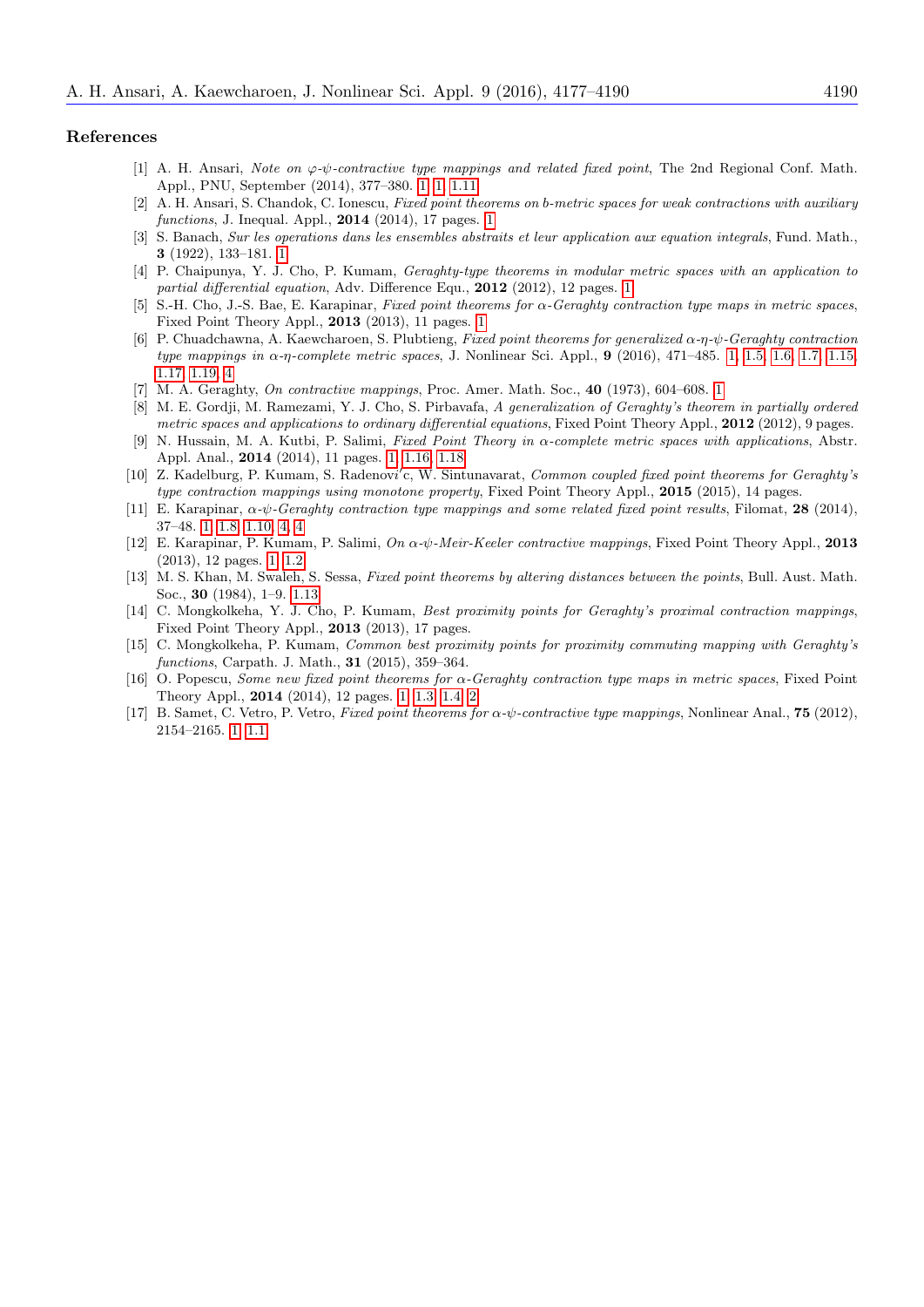## References

[1] A. H. Ansari, *Note on $\varphi$-$\psi$-contractive type mappings and related fixed point*, The 2nd Regional Conf. Math. Appl., PNU, September (2014), 377–380. 1, 1, 1.11

[2] A. H. Ansari, S. Chandok, C. Ionescu, *Fixed point theorems on b-metric spaces for weak contractions with auxiliary functions*, J. Inequal. Appl., **2014** (2014), 17 pages. 1

[3] S. Banach, *Sur les operations dans les ensembles abstraits et leur application aux equation integrals*, Fund. Math., **3** (1922), 133–181. 1

[4] P. Chaipunya, Y. J. Cho, P. Kumam, *Geraghty-type theorems in modular metric spaces with an application to partial differential equation*, Adv. Difference Equ., **2012** (2012), 12 pages. 1

[5] S.-H. Cho, J.-S. Bae, E. Karapinar, *Fixed point theorems for $\alpha$-Geraghty contraction type maps in metric spaces*, Fixed Point Theory Appl., **2013** (2013), 11 pages. 1

[6] P. Chuadchawna, A. Kaewcharoen, S. Plubtieng, *Fixed point theorems for generalized $\alpha$-$\eta$-$\psi$-Geraghty contraction type mappings in $\alpha$-$\eta$-complete metric spaces*, J. Nonlinear Sci. Appl., **9** (2016), 471–485. 1, 1.5, 1.6, 1.7, 1.15, 1.17, 1.19, 4

[7] M. A. Geraghty, *On contractive mappings*, Proc. Amer. Math. Soc., **40** (1973), 604–608. 1

[8] M. E. Gordji, M. Ramezami, Y. J. Cho, S. Pirbavafa, *A generalization of Geraghty's theorem in partially ordered metric spaces and applications to ordinary differential equations*, Fixed Point Theory Appl., **2012** (2012), 9 pages.

[9] N. Hussain, M. A. Kutbi, P. Salimi, *Fixed Point Theory in $\alpha$-complete metric spaces with applications*, Abstr. Appl. Anal., **2014** (2014), 11 pages. 1, 1.16, 1.18

[10] Z. Kadelburg, P. Kumam, S. Radenovi´c, W. Sintunavarat, *Common coupled fixed point theorems for Geraghty's type contraction mappings using monotone property*, Fixed Point Theory Appl., **2015** (2015), 14 pages.

[11] E. Karapinar, *$\alpha$-$\psi$-Geraghty contraction type mappings and some related fixed point results*, Filomat, **28** (2014), 37–48. 1, 1.8, 1.10, 4, 4

[12] E. Karapinar, P. Kumam, P. Salimi, *On $\alpha$-$\psi$-Meir-Keeler contractive mappings*, Fixed Point Theory Appl., **2013** (2013), 12 pages. 1, 1.2

[13] M. S. Khan, M. Swaleh, S. Sessa, *Fixed point theorems by altering distances between the points*, Bull. Aust. Math. Soc., **30** (1984), 1–9. 1.13

[14] C. Mongkolkeha, Y. J. Cho, P. Kumam, *Best proximity points for Geraghty's proximal contraction mappings*, Fixed Point Theory Appl., **2013** (2013), 17 pages.

[15] C. Mongkolkeha, P. Kumam, *Common best proximity points for proximity commuting mapping with Geraghty's functions*, Carpath. J. Math., **31** (2015), 359–364.

[16] O. Popescu, *Some new fixed point theorems for $\alpha$-Geraghty contraction type maps in metric spaces*, Fixed Point Theory Appl., **2014** (2014), 12 pages. 1, 1.3, 1.4, 2

[17] B. Samet, C. Vetro, P. Vetro, *Fixed point theorems for $\alpha$-$\psi$-contractive type mappings*, Nonlinear Anal., **75** (2012), 2154–2165. 1, 1.1